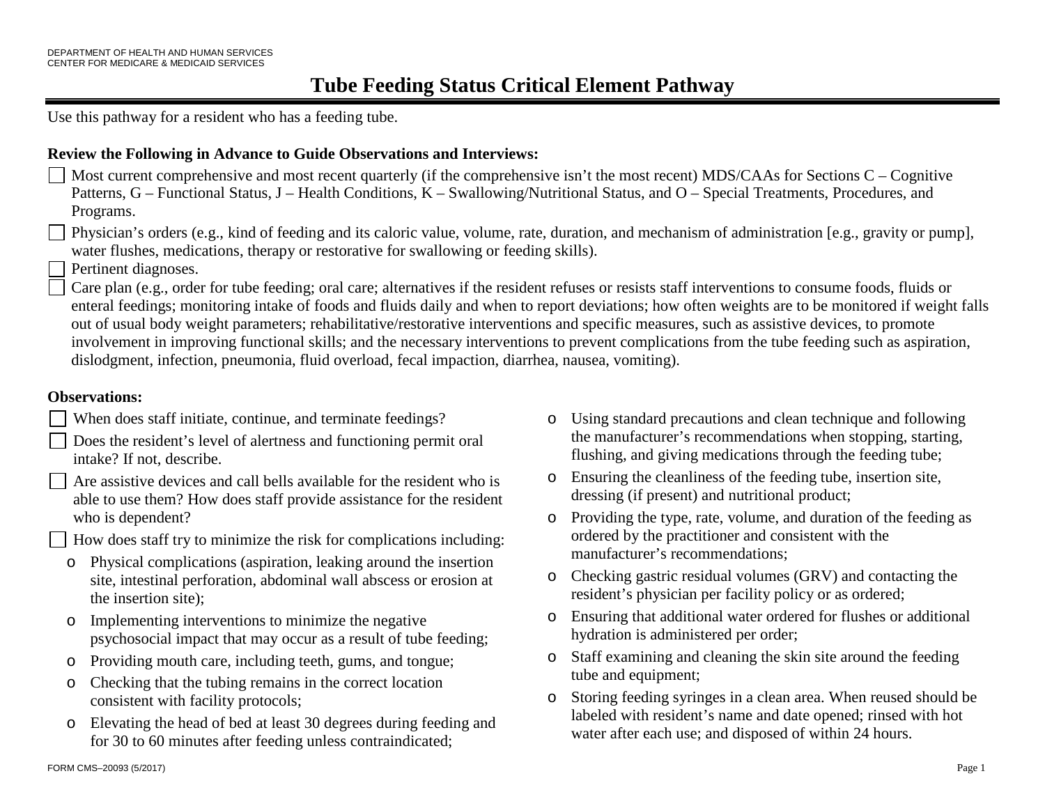DEPARTMENT OF HEALTH AND HUMAN SERVICES
CENTER FOR MEDICARE & MEDICAID SERVICES

# Tube Feeding Status Critical Element Pathway

Use this pathway for a resident who has a feeding tube.

**Review the Following in Advance to Guide Observations and Interviews:**

- ☐ Most current comprehensive and most recent quarterly (if the comprehensive isn't the most recent) MDS/CAAs for Sections C – Cognitive Patterns, G – Functional Status, J – Health Conditions, K – Swallowing/Nutritional Status, and O – Special Treatments, Procedures, and Programs.
- ☐ Physician's orders (e.g., kind of feeding and its caloric value, volume, rate, duration, and mechanism of administration [e.g., gravity or pump], water flushes, medications, therapy or restorative for swallowing or feeding skills).
- ☐ Pertinent diagnoses.
- ☐ Care plan (e.g., order for tube feeding; oral care; alternatives if the resident refuses or resists staff interventions to consume foods, fluids or enteral feedings; monitoring intake of foods and fluids daily and when to report deviations; how often weights are to be monitored if weight falls out of usual body weight parameters; rehabilitative/restorative interventions and specific measures, such as assistive devices, to promote involvement in improving functional skills; and the necessary interventions to prevent complications from the tube feeding such as aspiration, dislodgment, infection, pneumonia, fluid overload, fecal impaction, diarrhea, nausea, vomiting).

**Observations:**

- ☐ When does staff initiate, continue, and terminate feedings?
- ☐ Does the resident's level of alertness and functioning permit oral intake? If not, describe.
- ☐ Are assistive devices and call bells available for the resident who is able to use them? How does staff provide assistance for the resident who is dependent?
- ☐ How does staff try to minimize the risk for complications including:
  - Physical complications (aspiration, leaking around the insertion site, intestinal perforation, abdominal wall abscess or erosion at the insertion site);
  - Implementing interventions to minimize the negative psychosocial impact that may occur as a result of tube feeding;
  - Providing mouth care, including teeth, gums, and tongue;
  - Checking that the tubing remains in the correct location consistent with facility protocols;
  - Elevating the head of bed at least 30 degrees during feeding and for 30 to 60 minutes after feeding unless contraindicated;
  - Using standard precautions and clean technique and following the manufacturer's recommendations when stopping, starting, flushing, and giving medications through the feeding tube;
  - Ensuring the cleanliness of the feeding tube, insertion site, dressing (if present) and nutritional product;
  - Providing the type, rate, volume, and duration of the feeding as ordered by the practitioner and consistent with the manufacturer's recommendations;
  - Checking gastric residual volumes (GRV) and contacting the resident's physician per facility policy or as ordered;
  - Ensuring that additional water ordered for flushes or additional hydration is administered per order;
  - Staff examining and cleaning the skin site around the feeding tube and equipment;
  - Storing feeding syringes in a clean area. When reused should be labeled with resident's name and date opened; rinsed with hot water after each use; and disposed of within 24 hours.

FORM CMS–20093 (5/2017)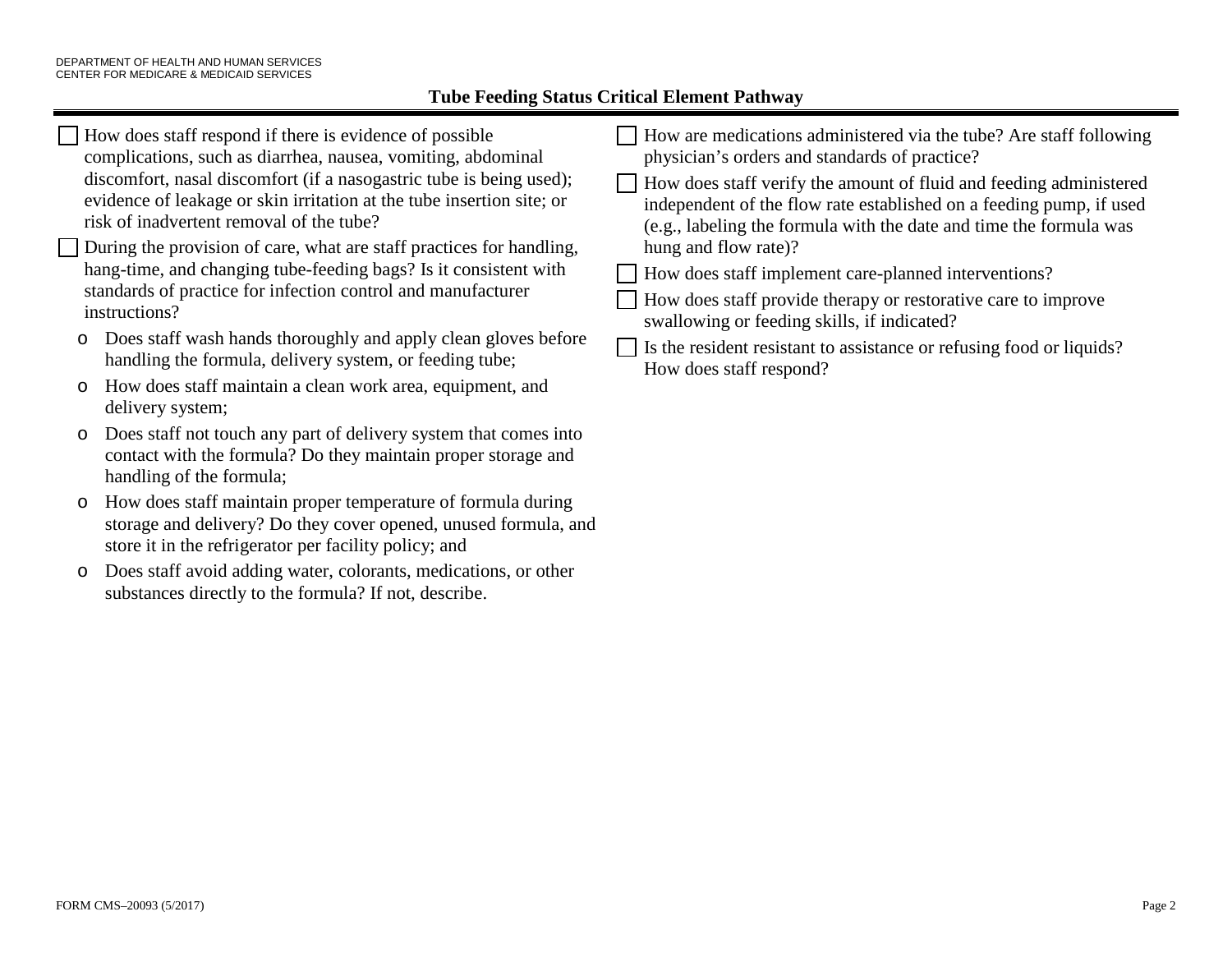## Tube Feeding Status Critical Element Pathway

- [ ] How does staff respond if there is evidence of possible complications, such as diarrhea, nausea, vomiting, abdominal discomfort, nasal discomfort (if a nasogastric tube is being used); evidence of leakage or skin irritation at the tube insertion site; or risk of inadvertent removal of the tube?
- [ ] During the provision of care, what are staff practices for handling, hang-time, and changing tube-feeding bags? Is it consistent with standards of practice for infection control and manufacturer instructions?
  - Does staff wash hands thoroughly and apply clean gloves before handling the formula, delivery system, or feeding tube;
  - How does staff maintain a clean work area, equipment, and delivery system;
  - Does staff not touch any part of delivery system that comes into contact with the formula? Do they maintain proper storage and handling of the formula;
  - How does staff maintain proper temperature of formula during storage and delivery? Do they cover opened, unused formula, and store it in the refrigerator per facility policy; and
  - Does staff avoid adding water, colorants, medications, or other substances directly to the formula? If not, describe.
- [ ] How are medications administered via the tube? Are staff following physician's orders and standards of practice?
- [ ] How does staff verify the amount of fluid and feeding administered independent of the flow rate established on a feeding pump, if used (e.g., labeling the formula with the date and time the formula was hung and flow rate)?
- [ ] How does staff implement care-planned interventions?
- [ ] How does staff provide therapy or restorative care to improve swallowing or feeding skills, if indicated?
- [ ] Is the resident resistant to assistance or refusing food or liquids? How does staff respond?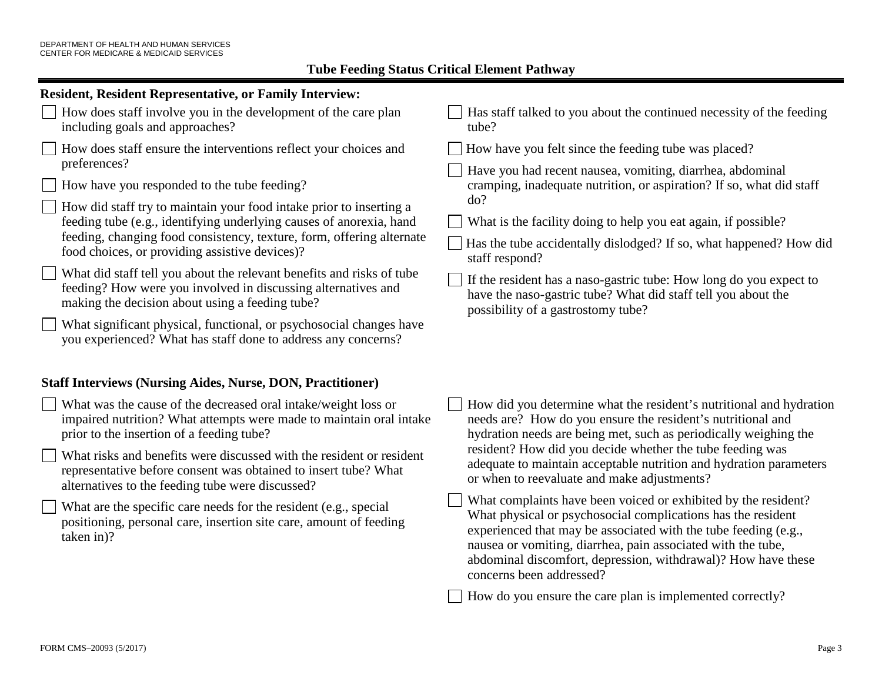## Tube Feeding Status Critical Element Pathway

**Resident, Resident Representative, or Family Interview:**

- [ ] How does staff involve you in the development of the care plan including goals and approaches?
- [ ] How does staff ensure the interventions reflect your choices and preferences?
- [ ] How have you responded to the tube feeding?
- [ ] How did staff try to maintain your food intake prior to inserting a feeding tube (e.g., identifying underlying causes of anorexia, hand feeding, changing food consistency, texture, form, offering alternate food choices, or providing assistive devices)?
- [ ] What did staff tell you about the relevant benefits and risks of tube feeding? How were you involved in discussing alternatives and making the decision about using a feeding tube?
- [ ] What significant physical, functional, or psychosocial changes have you experienced? What has staff done to address any concerns?
- [ ] Has staff talked to you about the continued necessity of the feeding tube?
- [ ] How have you felt since the feeding tube was placed?
- [ ] Have you had recent nausea, vomiting, diarrhea, abdominal cramping, inadequate nutrition, or aspiration? If so, what did staff do?
- [ ] What is the facility doing to help you eat again, if possible?
- [ ] Has the tube accidentally dislodged? If so, what happened? How did staff respond?
- [ ] If the resident has a naso-gastric tube: How long do you expect to have the naso-gastric tube? What did staff tell you about the possibility of a gastrostomy tube?

**Staff Interviews (Nursing Aides, Nurse, DON, Practitioner)**

- [ ] What was the cause of the decreased oral intake/weight loss or impaired nutrition? What attempts were made to maintain oral intake prior to the insertion of a feeding tube?
- [ ] What risks and benefits were discussed with the resident or resident representative before consent was obtained to insert tube? What alternatives to the feeding tube were discussed?
- [ ] What are the specific care needs for the resident (e.g., special positioning, personal care, insertion site care, amount of feeding taken in)?
- [ ] How did you determine what the resident's nutritional and hydration needs are? How do you ensure the resident's nutritional and hydration needs are being met, such as periodically weighing the resident? How did you decide whether the tube feeding was adequate to maintain acceptable nutrition and hydration parameters or when to reevaluate and make adjustments?
- [ ] What complaints have been voiced or exhibited by the resident? What physical or psychosocial complications has the resident experienced that may be associated with the tube feeding (e.g., nausea or vomiting, diarrhea, pain associated with the tube, abdominal discomfort, depression, withdrawal)? How have these concerns been addressed?
- [ ] How do you ensure the care plan is implemented correctly?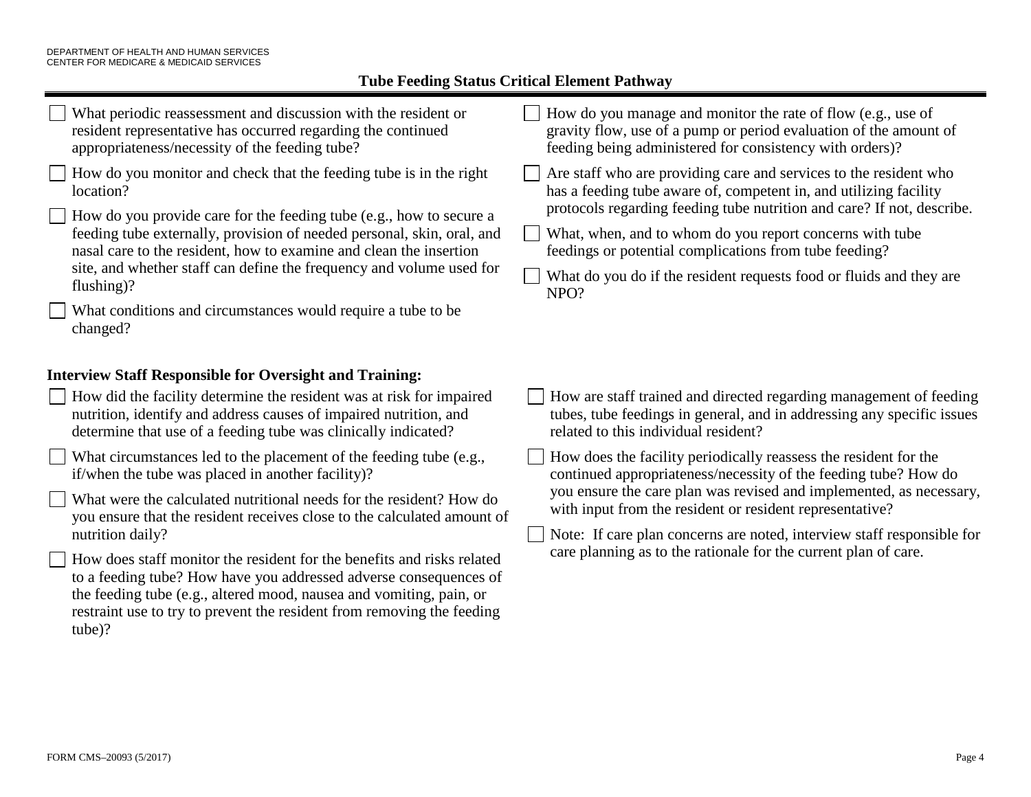**Tube Feeding Status Critical Element Pathway**

- ☐ What periodic reassessment and discussion with the resident or resident representative has occurred regarding the continued appropriateness/necessity of the feeding tube?
- ☐ How do you monitor and check that the feeding tube is in the right location?
- ☐ How do you provide care for the feeding tube (e.g., how to secure a feeding tube externally, provision of needed personal, skin, oral, and nasal care to the resident, how to examine and clean the insertion site, and whether staff can define the frequency and volume used for flushing)?
- ☐ What conditions and circumstances would require a tube to be changed?
- ☐ How do you manage and monitor the rate of flow (e.g., use of gravity flow, use of a pump or period evaluation of the amount of feeding being administered for consistency with orders)?
- ☐ Are staff who are providing care and services to the resident who has a feeding tube aware of, competent in, and utilizing facility protocols regarding feeding tube nutrition and care? If not, describe.
- ☐ What, when, and to whom do you report concerns with tube feedings or potential complications from tube feeding?
- ☐ What do you do if the resident requests food or fluids and they are NPO?

**Interview Staff Responsible for Oversight and Training:**

- ☐ How did the facility determine the resident was at risk for impaired nutrition, identify and address causes of impaired nutrition, and determine that use of a feeding tube was clinically indicated?
- ☐ What circumstances led to the placement of the feeding tube (e.g., if/when the tube was placed in another facility)?
- ☐ What were the calculated nutritional needs for the resident? How do you ensure that the resident receives close to the calculated amount of nutrition daily?
- ☐ How does staff monitor the resident for the benefits and risks related to a feeding tube? How have you addressed adverse consequences of the feeding tube (e.g., altered mood, nausea and vomiting, pain, or restraint use to try to prevent the resident from removing the feeding tube)?
- ☐ How are staff trained and directed regarding management of feeding tubes, tube feedings in general, and in addressing any specific issues related to this individual resident?
- ☐ How does the facility periodically reassess the resident for the continued appropriateness/necessity of the feeding tube? How do you ensure the care plan was revised and implemented, as necessary, with input from the resident or resident representative?
- ☐ Note: If care plan concerns are noted, interview staff responsible for care planning as to the rationale for the current plan of care.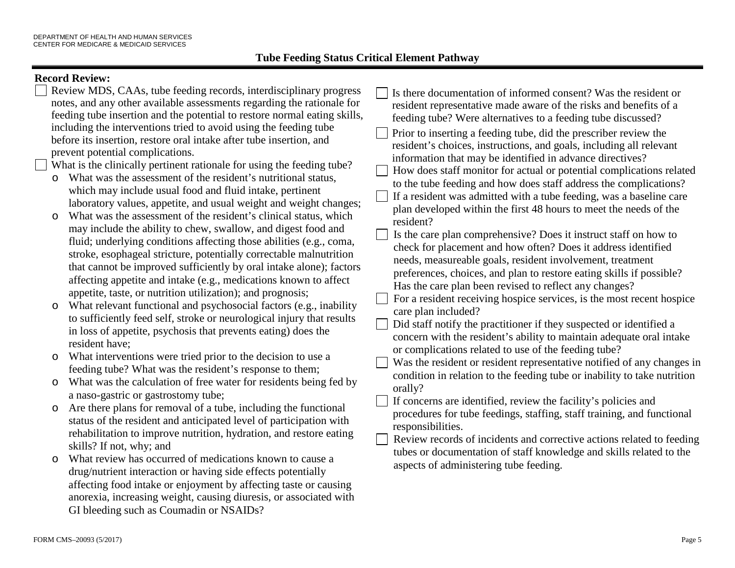## Tube Feeding Status Critical Element Pathway

**Record Review:**

- ☐ Review MDS, CAAs, tube feeding records, interdisciplinary progress notes, and any other available assessments regarding the rationale for feeding tube insertion and the potential to restore normal eating skills, including the interventions tried to avoid using the feeding tube before its insertion, restore oral intake after tube insertion, and prevent potential complications.
- ☐ What is the clinically pertinent rationale for using the feeding tube?
  - o What was the assessment of the resident's nutritional status, which may include usual food and fluid intake, pertinent laboratory values, appetite, and usual weight and weight changes;
  - o What was the assessment of the resident's clinical status, which may include the ability to chew, swallow, and digest food and fluid; underlying conditions affecting those abilities (e.g., coma, stroke, esophageal stricture, potentially correctable malnutrition that cannot be improved sufficiently by oral intake alone); factors affecting appetite and intake (e.g., medications known to affect appetite, taste, or nutrition utilization); and prognosis;
  - o What relevant functional and psychosocial factors (e.g., inability to sufficiently feed self, stroke or neurological injury that results in loss of appetite, psychosis that prevents eating) does the resident have;
  - o What interventions were tried prior to the decision to use a feeding tube? What was the resident's response to them;
  - o What was the calculation of free water for residents being fed by a naso-gastric or gastrostomy tube;
  - o Are there plans for removal of a tube, including the functional status of the resident and anticipated level of participation with rehabilitation to improve nutrition, hydration, and restore eating skills? If not, why; and
  - o What review has occurred of medications known to cause a drug/nutrient interaction or having side effects potentially affecting food intake or enjoyment by affecting taste or causing anorexia, increasing weight, causing diuresis, or associated with GI bleeding such as Coumadin or NSAIDs?
- ☐ Is there documentation of informed consent? Was the resident or resident representative made aware of the risks and benefits of a feeding tube? Were alternatives to a feeding tube discussed?
- ☐ Prior to inserting a feeding tube, did the prescriber review the resident's choices, instructions, and goals, including all relevant information that may be identified in advance directives?
- ☐ How does staff monitor for actual or potential complications related to the tube feeding and how does staff address the complications?
- ☐ If a resident was admitted with a tube feeding, was a baseline care plan developed within the first 48 hours to meet the needs of the resident?
- ☐ Is the care plan comprehensive? Does it instruct staff on how to check for placement and how often? Does it address identified needs, measureable goals, resident involvement, treatment preferences, choices, and plan to restore eating skills if possible? Has the care plan been revised to reflect any changes?
- ☐ For a resident receiving hospice services, is the most recent hospice care plan included?
- ☐ Did staff notify the practitioner if they suspected or identified a concern with the resident's ability to maintain adequate oral intake or complications related to use of the feeding tube?
- ☐ Was the resident or resident representative notified of any changes in condition in relation to the feeding tube or inability to take nutrition orally?
- ☐ If concerns are identified, review the facility's policies and procedures for tube feedings, staffing, staff training, and functional responsibilities.
- ☐ Review records of incidents and corrective actions related to feeding tubes or documentation of staff knowledge and skills related to the aspects of administering tube feeding.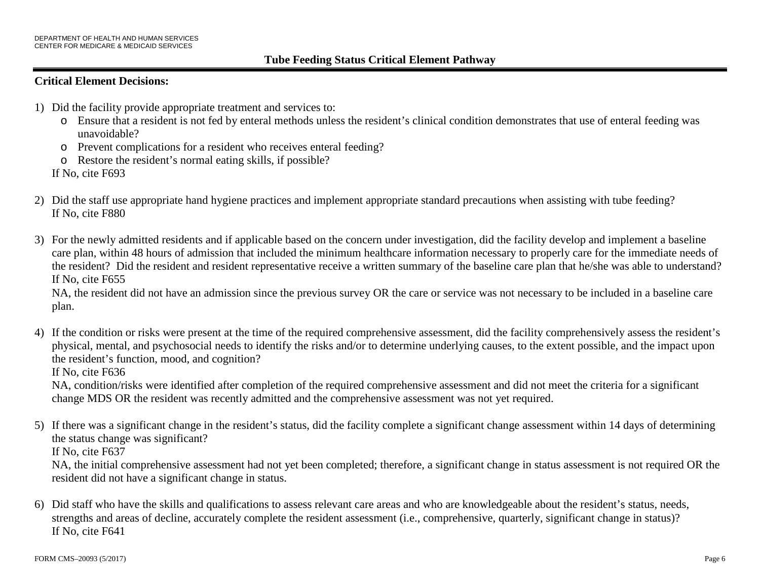## Tube Feeding Status Critical Element Pathway

**Critical Element Decisions:**

1) Did the facility provide appropriate treatment and services to:
   - Ensure that a resident is not fed by enteral methods unless the resident's clinical condition demonstrates that use of enteral feeding was unavoidable?
   - Prevent complications for a resident who receives enteral feeding?
   - Restore the resident's normal eating skills, if possible?

   If No, cite F693

2) Did the staff use appropriate hand hygiene practices and implement appropriate standard precautions when assisting with tube feeding?
   If No, cite F880

3) For the newly admitted residents and if applicable based on the concern under investigation, did the facility develop and implement a baseline care plan, within 48 hours of admission that included the minimum healthcare information necessary to properly care for the immediate needs of the resident? Did the resident and resident representative receive a written summary of the baseline care plan that he/she was able to understand?
   If No, cite F655
   NA, the resident did not have an admission since the previous survey OR the care or service was not necessary to be included in a baseline care plan.

4) If the condition or risks were present at the time of the required comprehensive assessment, did the facility comprehensively assess the resident's physical, mental, and psychosocial needs to identify the risks and/or to determine underlying causes, to the extent possible, and the impact upon the resident's function, mood, and cognition?
   If No, cite F636
   NA, condition/risks were identified after completion of the required comprehensive assessment and did not meet the criteria for a significant change MDS OR the resident was recently admitted and the comprehensive assessment was not yet required.

5) If there was a significant change in the resident's status, did the facility complete a significant change assessment within 14 days of determining the status change was significant?
   If No, cite F637
   NA, the initial comprehensive assessment had not yet been completed; therefore, a significant change in status assessment is not required OR the resident did not have a significant change in status.

6) Did staff who have the skills and qualifications to assess relevant care areas and who are knowledgeable about the resident's status, needs, strengths and areas of decline, accurately complete the resident assessment (i.e., comprehensive, quarterly, significant change in status)?
   If No, cite F641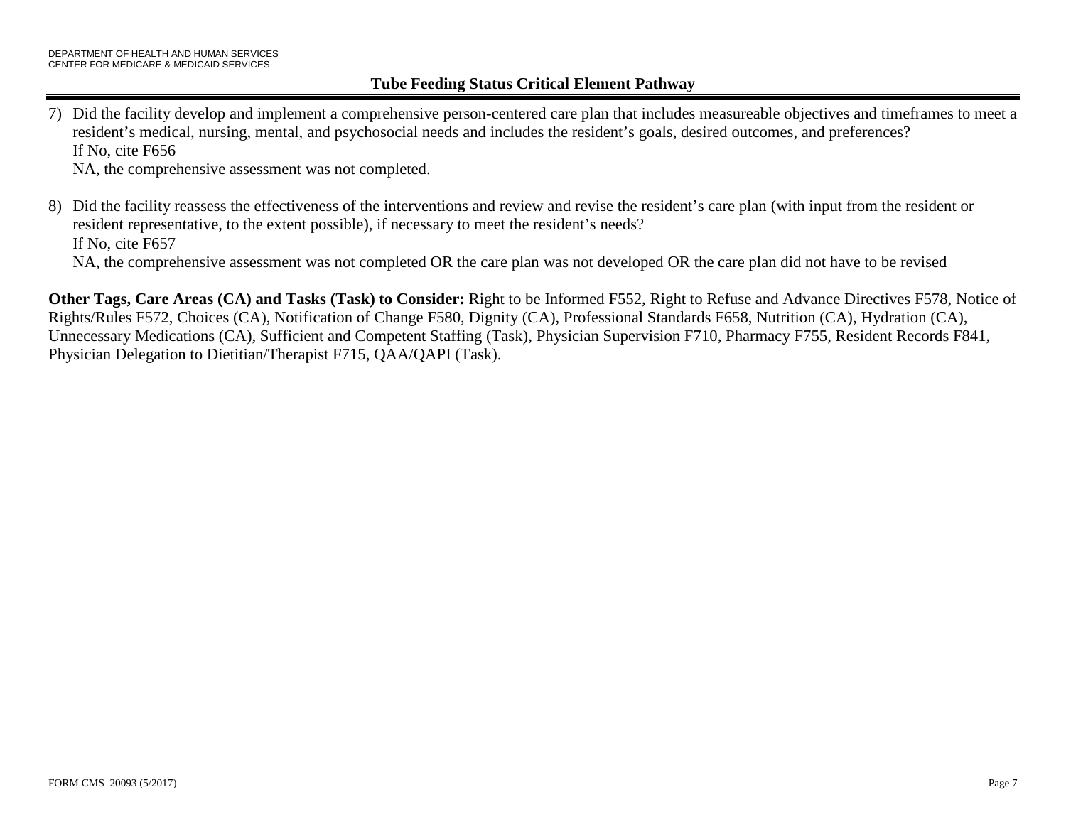7) Did the facility develop and implement a comprehensive person-centered care plan that includes measureable objectives and timeframes to meet a resident's medical, nursing, mental, and psychosocial needs and includes the resident's goals, desired outcomes, and preferences?
   If No, cite F656
   NA, the comprehensive assessment was not completed.

8) Did the facility reassess the effectiveness of the interventions and review and revise the resident's care plan (with input from the resident or resident representative, to the extent possible), if necessary to meet the resident's needs?
   If No, cite F657
   NA, the comprehensive assessment was not completed OR the care plan was not developed OR the care plan did not have to be revised

**Other Tags, Care Areas (CA) and Tasks (Task) to Consider:** Right to be Informed F552, Right to Refuse and Advance Directives F578, Notice of Rights/Rules F572, Choices (CA), Notification of Change F580, Dignity (CA), Professional Standards F658, Nutrition (CA), Hydration (CA), Unnecessary Medications (CA), Sufficient and Competent Staffing (Task), Physician Supervision F710, Pharmacy F755, Resident Records F841, Physician Delegation to Dietitian/Therapist F715, QAA/QAPI (Task).